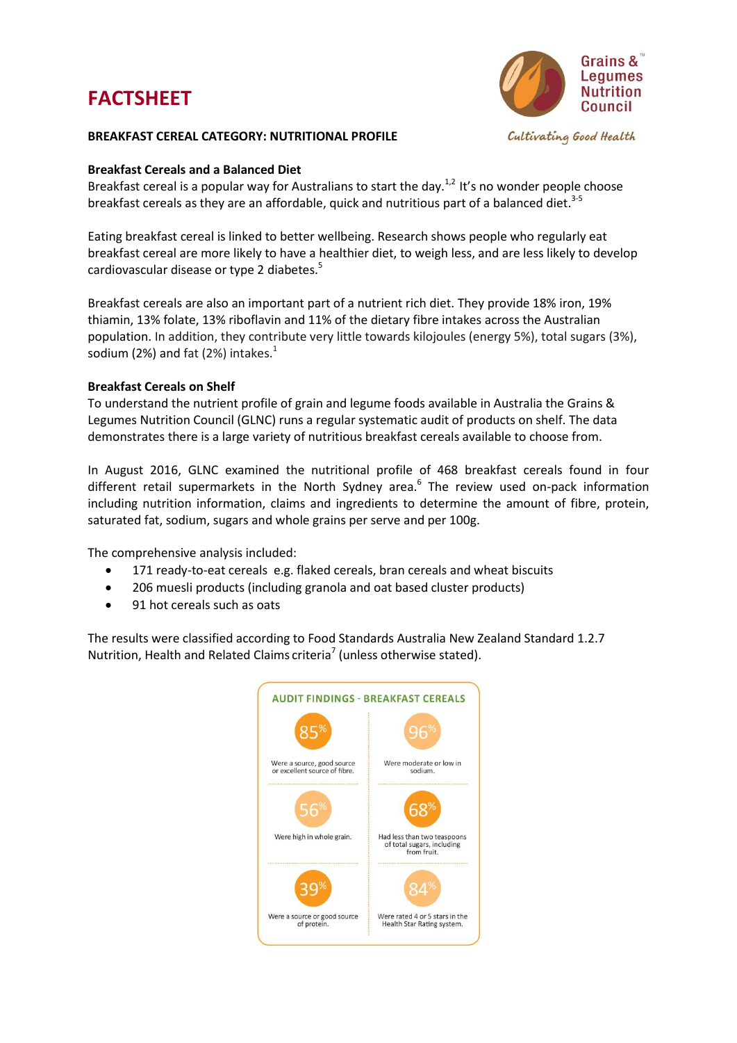# FACTSHEET

Grains & Legumes Nutrition Council™

*Cultivating Good Health*

**BREAKFAST CEREAL CATEGORY: NUTRITIONAL PROFILE**

## Breakfast Cereals and a Balanced Diet

Breakfast cereal is a popular way for Australians to start the day.[1,2] It's no wonder people choose breakfast cereals as they are an affordable, quick and nutritious part of a balanced diet.[3-5]

Eating breakfast cereal is linked to better wellbeing. Research shows people who regularly eat breakfast cereal are more likely to have a healthier diet, to weigh less, and are less likely to develop cardiovascular disease or type 2 diabetes.[5]

Breakfast cereals are also an important part of a nutrient rich diet. They provide 18% iron, 19% thiamin, 13% folate, 13% riboflavin and 11% of the dietary fibre intakes across the Australian population. In addition, they contribute very little towards kilojoules (energy 5%), total sugars (3%), sodium (2%) and fat (2%) intakes.[1]

## Breakfast Cereals on Shelf

To understand the nutrient profile of grain and legume foods available in Australia the Grains & Legumes Nutrition Council (GLNC) runs a regular systematic audit of products on shelf. The data demonstrates there is a large variety of nutritious breakfast cereals available to choose from.

In August 2016, GLNC examined the nutritional profile of 468 breakfast cereals found in four different retail supermarkets in the North Sydney area.[6] The review used on-pack information including nutrition information, claims and ingredients to determine the amount of fibre, protein, saturated fat, sodium, sugars and whole grains per serve and per 100g.

The comprehensive analysis included:

- 171 ready-to-eat cereals e.g. flaked cereals, bran cereals and wheat biscuits
- 206 muesli products (including granola and oat based cluster products)
- 91 hot cereals such as oats

The results were classified according to Food Standards Australia New Zealand Standard 1.2.7 Nutrition, Health and Related Claims criteria[7] (unless otherwise stated).

**AUDIT FINDINGS - BREAKFAST CEREALS**

- **85%** Were a source, good source or excellent source of fibre.
- **96%** Were moderate or low in sodium.
- **56%** Were high in whole grain.
- **68%** Had less than two teaspoons of total sugars, including from fruit.
- **39%** Were a source or good source of protein.
- **84%** Were rated 4 or 5 stars in the Health Star Rating system.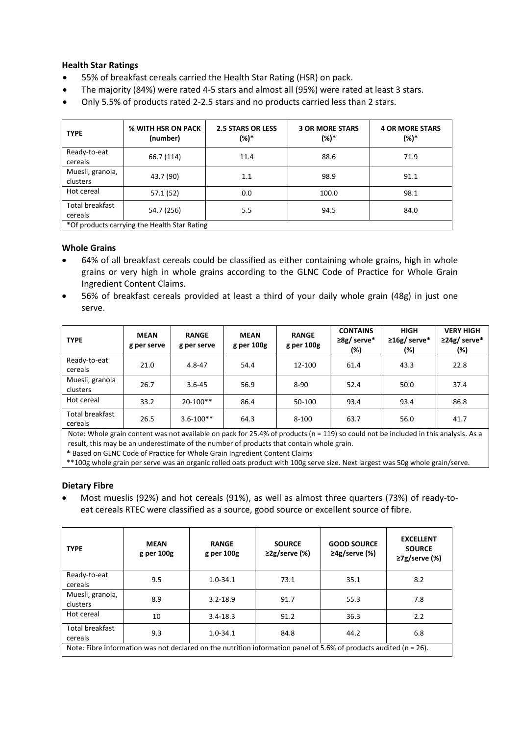### Health Star Ratings

- 55% of breakfast cereals carried the Health Star Rating (HSR) on pack.
- The majority (84%) were rated 4-5 stars and almost all (95%) were rated at least 3 stars.
- Only 5.5% of products rated 2-2.5 stars and no products carried less than 2 stars.

| TYPE | % WITH HSR ON PACK (number) | 2.5 STARS OR LESS (%)* | 3 OR MORE STARS (%)* | 4 OR MORE STARS (%)* |
|---|---|---|---|---|
| Ready-to-eat cereals | 66.7 (114) | 11.4 | 88.6 | 71.9 |
| Muesli, granola, clusters | 43.7 (90) | 1.1 | 98.9 | 91.1 |
| Hot cereal | 57.1 (52) | 0.0 | 100.0 | 98.1 |
| Total breakfast cereals | 54.7 (256) | 5.5 | 94.5 | 84.0 |

*Of products carrying the Health Star Rating

### Whole Grains

- 64% of all breakfast cereals could be classified as either containing whole grains, high in whole grains or very high in whole grains according to the GLNC Code of Practice for Whole Grain Ingredient Content Claims.
- 56% of breakfast cereals provided at least a third of your daily whole grain (48g) in just one serve.

| TYPE | MEAN g per serve | RANGE g per serve | MEAN g per 100g | RANGE g per 100g | CONTAINS ≥8g/ serve* (%) | HIGH ≥16g/ serve* (%) | VERY HIGH ≥24g/ serve* (%) |
|---|---|---|---|---|---|---|---|
| Ready-to-eat cereals | 21.0 | 4.8-47 | 54.4 | 12-100 | 61.4 | 43.3 | 22.8 |
| Muesli, granola clusters | 26.7 | 3.6-45 | 56.9 | 8-90 | 52.4 | 50.0 | 37.4 |
| Hot cereal | 33.2 | 20-100** | 86.4 | 50-100 | 93.4 | 93.4 | 86.8 |
| Total breakfast cereals | 26.5 | 3.6-100** | 64.3 | 8-100 | 63.7 | 56.0 | 41.7 |

Note: Whole grain content was not available on pack for 25.4% of products (n = 119) so could not be included in this analysis. As a result, this may be an underestimate of the number of products that contain whole grain.

**\*** Based on GLNC Code of Practice for Whole Grain Ingredient Content Claims

**100g whole grain per serve was an organic rolled oats product with 100g serve size. Next largest was 50g whole grain/serve.

### Dietary Fibre

- Most mueslis (92%) and hot cereals (91%), as well as almost three quarters (73%) of ready-to-eat cereals RTEC were classified as a source, good source or excellent source of fibre.

| TYPE | MEAN g per 100g | RANGE g per 100g | SOURCE ≥2g/serve (%) | GOOD SOURCE ≥4g/serve (%) | EXCELLENT SOURCE ≥7g/serve (%) |
|---|---|---|---|---|---|
| Ready-to-eat cereals | 9.5 | 1.0-34.1 | 73.1 | 35.1 | 8.2 |
| Muesli, granola, clusters | 8.9 | 3.2-18.9 | 91.7 | 55.3 | 7.8 |
| Hot cereal | 10 | 3.4-18.3 | 91.2 | 36.3 | 2.2 |
| Total breakfast cereals | 9.3 | 1.0-34.1 | 84.8 | 44.2 | 6.8 |

Note: Fibre information was not declared on the nutrition information panel of 5.6% of products audited (n = 26).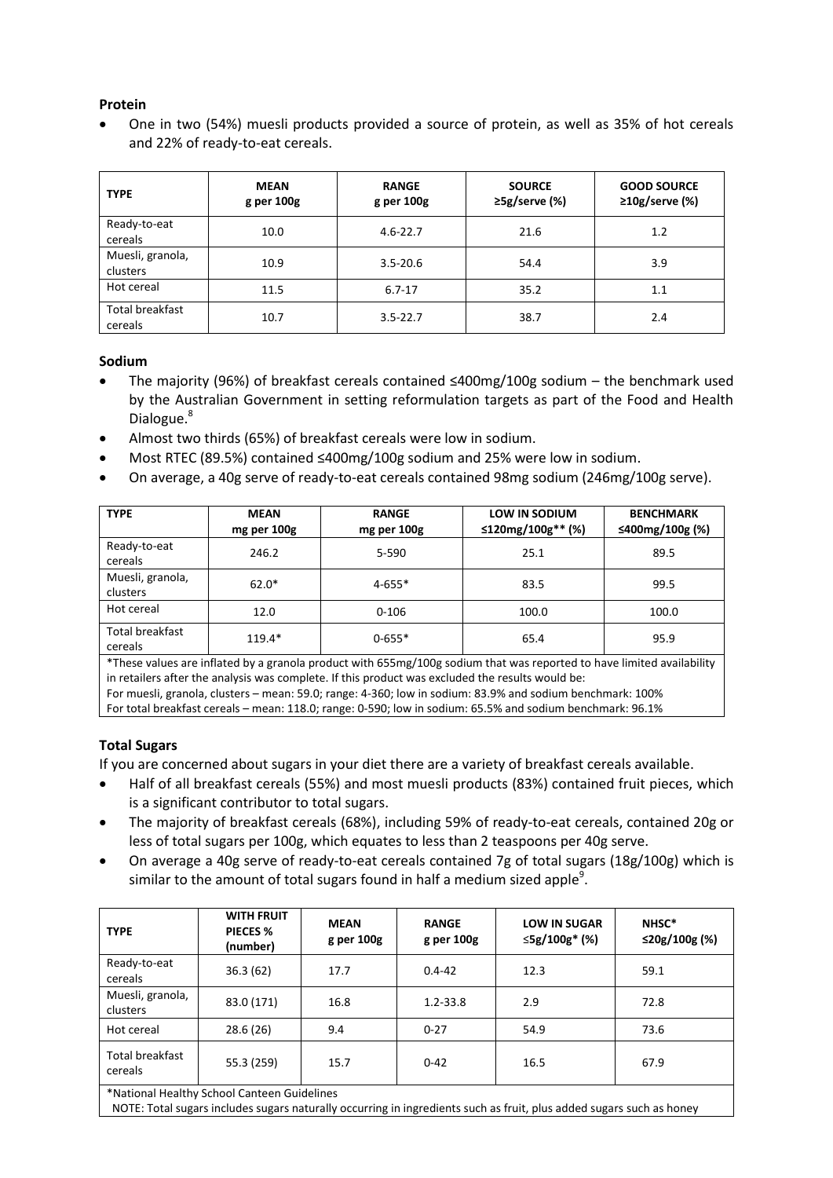**Protein**

- One in two (54%) muesli products provided a source of protein, as well as 35% of hot cereals and 22% of ready-to-eat cereals.

| TYPE | MEAN g per 100g | RANGE g per 100g | SOURCE ≥5g/serve (%) | GOOD SOURCE ≥10g/serve (%) |
|---|---|---|---|---|
| Ready-to-eat cereals | 10.0 | 4.6-22.7 | 21.6 | 1.2 |
| Muesli, granola, clusters | 10.9 | 3.5-20.6 | 54.4 | 3.9 |
| Hot cereal | 11.5 | 6.7-17 | 35.2 | 1.1 |
| Total breakfast cereals | 10.7 | 3.5-22.7 | 38.7 | 2.4 |

**Sodium**

- The majority (96%) of breakfast cereals contained ≤400mg/100g sodium – the benchmark used by the Australian Government in setting reformulation targets as part of the Food and Health Dialogue.[8]
- Almost two thirds (65%) of breakfast cereals were low in sodium.
- Most RTEC (89.5%) contained ≤400mg/100g sodium and 25% were low in sodium.
- On average, a 40g serve of ready-to-eat cereals contained 98mg sodium (246mg/100g serve).

| TYPE | MEAN mg per 100g | RANGE mg per 100g | LOW IN SODIUM ≤120mg/100g** (%) | BENCHMARK ≤400mg/100g (%) |
|---|---|---|---|---|
| Ready-to-eat cereals | 246.2 | 5-590 | 25.1 | 89.5 |
| Muesli, granola, clusters | 62.0* | 4-655* | 83.5 | 99.5 |
| Hot cereal | 12.0 | 0-106 | 100.0 | 100.0 |
| Total breakfast cereals | 119.4* | 0-655* | 65.4 | 95.9 |

*These values are inflated by a granola product with 655mg/100g sodium that was reported to have limited availability in retailers after the analysis was complete. If this product was excluded the results would be:
For muesli, granola, clusters – mean: 59.0; range: 4-360; low in sodium: 83.9% and sodium benchmark: 100%
For total breakfast cereals – mean: 118.0; range: 0-590; low in sodium: 65.5% and sodium benchmark: 96.1%

**Total Sugars**

If you are concerned about sugars in your diet there are a variety of breakfast cereals available.

- Half of all breakfast cereals (55%) and most muesli products (83%) contained fruit pieces, which is a significant contributor to total sugars.
- The majority of breakfast cereals (68%), including 59% of ready-to-eat cereals, contained 20g or less of total sugars per 100g, which equates to less than 2 teaspoons per 40g serve.
- On average a 40g serve of ready-to-eat cereals contained 7g of total sugars (18g/100g) which is similar to the amount of total sugars found in half a medium sized apple[9].

| TYPE | WITH FRUIT PIECES % (number) | MEAN g per 100g | RANGE g per 100g | LOW IN SUGAR ≤5g/100g* (%) | NHSC* ≤20g/100g (%) |
|---|---|---|---|---|---|
| Ready-to-eat cereals | 36.3 (62) | 17.7 | 0.4-42 | 12.3 | 59.1 |
| Muesli, granola, clusters | 83.0 (171) | 16.8 | 1.2-33.8 | 2.9 | 72.8 |
| Hot cereal | 28.6 (26) | 9.4 | 0-27 | 54.9 | 73.6 |
| Total breakfast cereals | 55.3 (259) | 15.7 | 0-42 | 16.5 | 67.9 |

*National Healthy School Canteen Guidelines
NOTE: Total sugars includes sugars naturally occurring in ingredients such as fruit, plus added sugars such as honey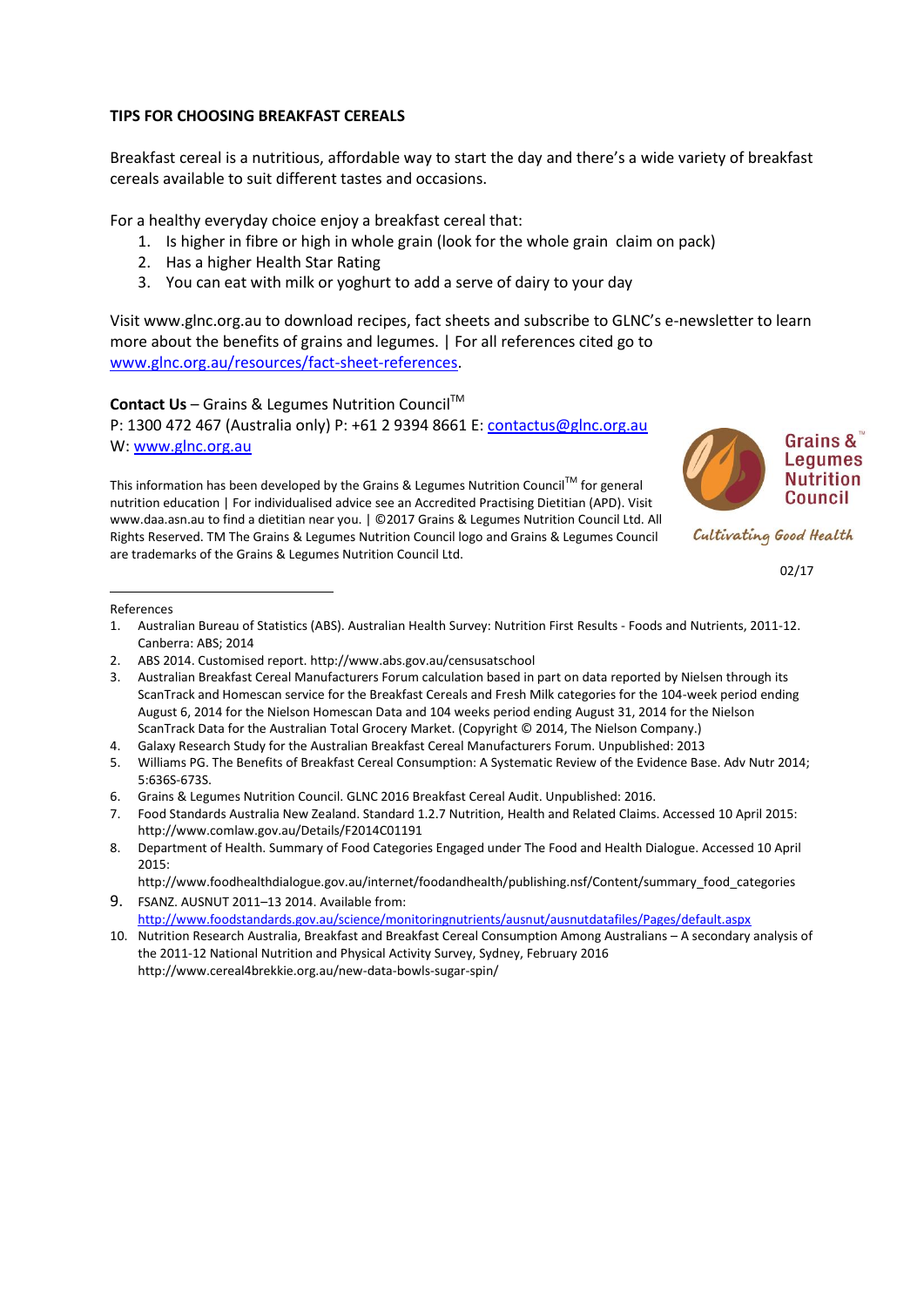**TIPS FOR CHOOSING BREAKFAST CEREALS**

Breakfast cereal is a nutritious, affordable way to start the day and there's a wide variety of breakfast cereals available to suit different tastes and occasions.

For a healthy everyday choice enjoy a breakfast cereal that:

1. Is higher in fibre or high in whole grain (look for the whole grain claim on pack)
2. Has a higher Health Star Rating
3. You can eat with milk or yoghurt to add a serve of dairy to your day

Visit www.glnc.org.au to download recipes, fact sheets and subscribe to GLNC's e-newsletter to learn more about the benefits of grains and legumes. | For all references cited go to www.glnc.org.au/resources/fact-sheet-references.

**Contact Us** – Grains & Legumes Nutrition Council™
P: 1300 472 467 (Australia only) P: +61 2 9394 8661 E: contactus@glnc.org.au
W: www.glnc.org.au

This information has been developed by the Grains & Legumes Nutrition Council™ for general nutrition education | For individualised advice see an Accredited Practising Dietitian (APD). Visit www.daa.asn.au to find a dietitian near you. | ©2017 Grains & Legumes Nutrition Council Ltd. All Rights Reserved. TM The Grains & Legumes Nutrition Council logo and Grains & Legumes Council are trademarks of the Grains & Legumes Nutrition Council Ltd.

Grains & Legumes Nutrition Council™

*Cultivating Good Health*

02/17

References

1. Australian Bureau of Statistics (ABS). Australian Health Survey: Nutrition First Results - Foods and Nutrients, 2011-12. Canberra: ABS; 2014
2. ABS 2014. Customised report. http://www.abs.gov.au/censusatschool
3. Australian Breakfast Cereal Manufacturers Forum calculation based in part on data reported by Nielsen through its ScanTrack and Homescan service for the Breakfast Cereals and Fresh Milk categories for the 104-week period ending August 6, 2014 for the Nielson Homescan Data and 104 weeks period ending August 31, 2014 for the Nielson ScanTrack Data for the Australian Total Grocery Market. (Copyright © 2014, The Nielson Company.)
4. Galaxy Research Study for the Australian Breakfast Cereal Manufacturers Forum. Unpublished: 2013
5. Williams PG. The Benefits of Breakfast Cereal Consumption: A Systematic Review of the Evidence Base. Adv Nutr 2014; 5:636S-673S.
6. Grains & Legumes Nutrition Council. GLNC 2016 Breakfast Cereal Audit. Unpublished: 2016.
7. Food Standards Australia New Zealand. Standard 1.2.7 Nutrition, Health and Related Claims. Accessed 10 April 2015: http://www.comlaw.gov.au/Details/F2014C01191
8. Department of Health. Summary of Food Categories Engaged under The Food and Health Dialogue. Accessed 10 April 2015: http://www.foodhealthdialogue.gov.au/internet/foodandhealth/publishing.nsf/Content/summary_food_categories
9. FSANZ. AUSNUT 2011–13 2014. Available from: http://www.foodstandards.gov.au/science/monitoringnutrients/ausnut/ausnutdatafiles/Pages/default.aspx
10. Nutrition Research Australia, Breakfast and Breakfast Cereal Consumption Among Australians – A secondary analysis of the 2011-12 National Nutrition and Physical Activity Survey, Sydney, February 2016 http://www.cereal4brekkie.org.au/new-data-bowls-sugar-spin/